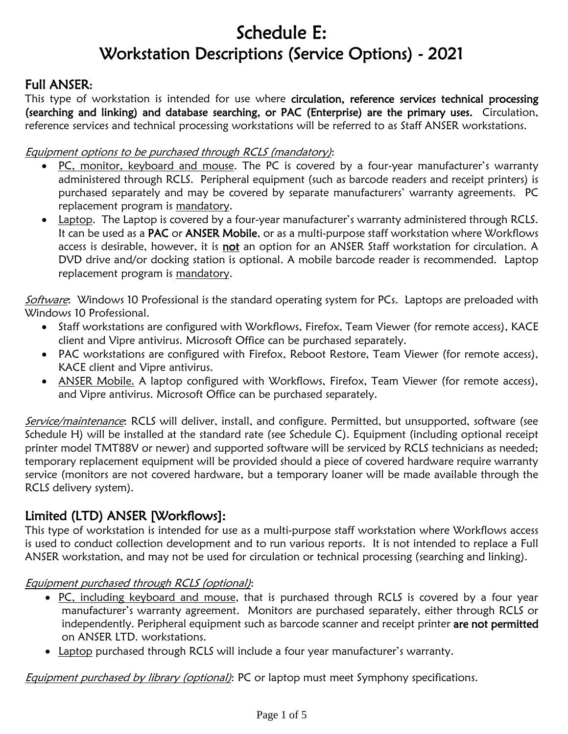# Schedule E:
# Workstation Descriptions (Service Options) - 2021

## Full ANSER:

This type of workstation is intended for use where **circulation, reference services technical processing (searching and linking) and database searching, or PAC (Enterprise) are the primary uses.** Circulation, reference services and technical processing workstations will be referred to as Staff ANSER workstations.

*Equipment options to be purchased through RCLS (mandatory)*:

- PC, monitor, keyboard and mouse. The PC is covered by a four-year manufacturer's warranty administered through RCLS. Peripheral equipment (such as barcode readers and receipt printers) is purchased separately and may be covered by separate manufacturers' warranty agreements. PC replacement program is mandatory.
- Laptop. The Laptop is covered by a four-year manufacturer's warranty administered through RCLS. It can be used as a **PAC** or **ANSER Mobile**, or as a multi-purpose staff workstation where Workflows access is desirable, however, it is **not** an option for an ANSER Staff workstation for circulation. A DVD drive and/or docking station is optional. A mobile barcode reader is recommended. Laptop replacement program is mandatory.

*Software*: Windows 10 Professional is the standard operating system for PCs. Laptops are preloaded with Windows 10 Professional.

- Staff workstations are configured with Workflows, Firefox, Team Viewer (for remote access), KACE client and Vipre antivirus. Microsoft Office can be purchased separately.
- PAC workstations are configured with Firefox, Reboot Restore, Team Viewer (for remote access), KACE client and Vipre antivirus.
- ANSER Mobile. A laptop configured with Workflows, Firefox, Team Viewer (for remote access), and Vipre antivirus. Microsoft Office can be purchased separately.

*Service/maintenance*: RCLS will deliver, install, and configure. Permitted, but unsupported, software (see Schedule H) will be installed at the standard rate (see Schedule C). Equipment (including optional receipt printer model TMT88V or newer) and supported software will be serviced by RCLS technicians as needed; temporary replacement equipment will be provided should a piece of covered hardware require warranty service (monitors are not covered hardware, but a temporary loaner will be made available through the RCLS delivery system).

## Limited (LTD) ANSER [Workflows]:

This type of workstation is intended for use as a multi-purpose staff workstation where Workflows access is used to conduct collection development and to run various reports. It is not intended to replace a Full ANSER workstation, and may not be used for circulation or technical processing (searching and linking).

*Equipment purchased through RCLS (optional)*:

- PC, including keyboard and mouse, that is purchased through RCLS is covered by a four year manufacturer's warranty agreement. Monitors are purchased separately, either through RCLS or independently. Peripheral equipment such as barcode scanner and receipt printer **are not permitted** on ANSER LTD. workstations.
- Laptop purchased through RCLS will include a four year manufacturer's warranty.

*Equipment purchased by library (optional)*: PC or laptop must meet Symphony specifications.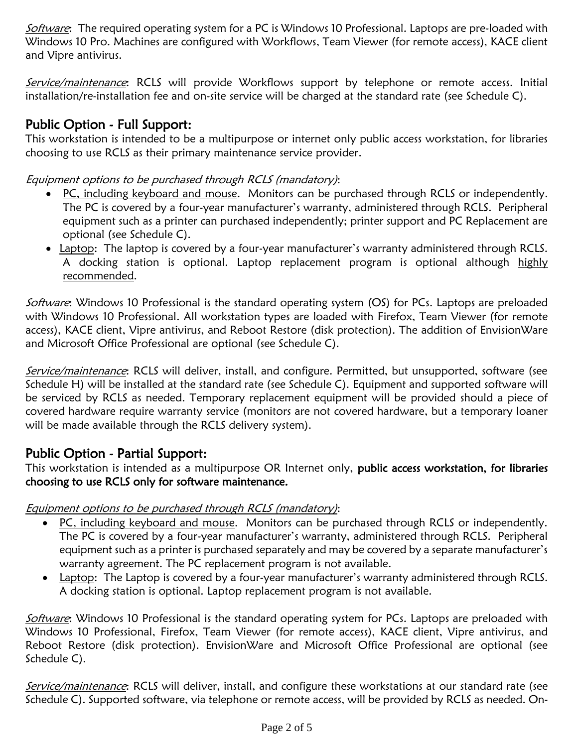*Software*: The required operating system for a PC is Windows 10 Professional. Laptops are pre-loaded with Windows 10 Pro. Machines are configured with Workflows, Team Viewer (for remote access), KACE client and Vipre antivirus.

*Service/maintenance*: RCLS will provide Workflows support by telephone or remote access. Initial installation/re-installation fee and on-site service will be charged at the standard rate (see Schedule C).

## Public Option - Full Support:

This workstation is intended to be a multipurpose or internet only public access workstation, for libraries choosing to use RCLS as their primary maintenance service provider.

*Equipment options to be purchased through RCLS (mandatory)*:

- PC, including keyboard and mouse. Monitors can be purchased through RCLS or independently. The PC is covered by a four-year manufacturer's warranty, administered through RCLS. Peripheral equipment such as a printer can purchased independently; printer support and PC Replacement are optional (see Schedule C).
- Laptop: The laptop is covered by a four-year manufacturer's warranty administered through RCLS. A docking station is optional. Laptop replacement program is optional although highly recommended.

*Software*: Windows 10 Professional is the standard operating system (OS) for PCs. Laptops are preloaded with Windows 10 Professional. All workstation types are loaded with Firefox, Team Viewer (for remote access), KACE client, Vipre antivirus, and Reboot Restore (disk protection). The addition of EnvisionWare and Microsoft Office Professional are optional (see Schedule C).

*Service/maintenance*: RCLS will deliver, install, and configure. Permitted, but unsupported, software (see Schedule H) will be installed at the standard rate (see Schedule C). Equipment and supported software will be serviced by RCLS as needed. Temporary replacement equipment will be provided should a piece of covered hardware require warranty service (monitors are not covered hardware, but a temporary loaner will be made available through the RCLS delivery system).

## Public Option - Partial Support:

This workstation is intended as a multipurpose OR Internet only, **public access workstation, for libraries choosing to use RCLS only for software maintenance.**

*Equipment options to be purchased through RCLS (mandatory)*:

- PC, including keyboard and mouse. Monitors can be purchased through RCLS or independently. The PC is covered by a four-year manufacturer's warranty, administered through RCLS. Peripheral equipment such as a printer is purchased separately and may be covered by a separate manufacturer's warranty agreement. The PC replacement program is not available.
- Laptop: The Laptop is covered by a four-year manufacturer's warranty administered through RCLS. A docking station is optional. Laptop replacement program is not available.

*Software*: Windows 10 Professional is the standard operating system for PCs. Laptops are preloaded with Windows 10 Professional, Firefox, Team Viewer (for remote access), KACE client, Vipre antivirus, and Reboot Restore (disk protection). EnvisionWare and Microsoft Office Professional are optional (see Schedule C).

*Service/maintenance*: RCLS will deliver, install, and configure these workstations at our standard rate (see Schedule C). Supported software, via telephone or remote access, will be provided by RCLS as needed. On-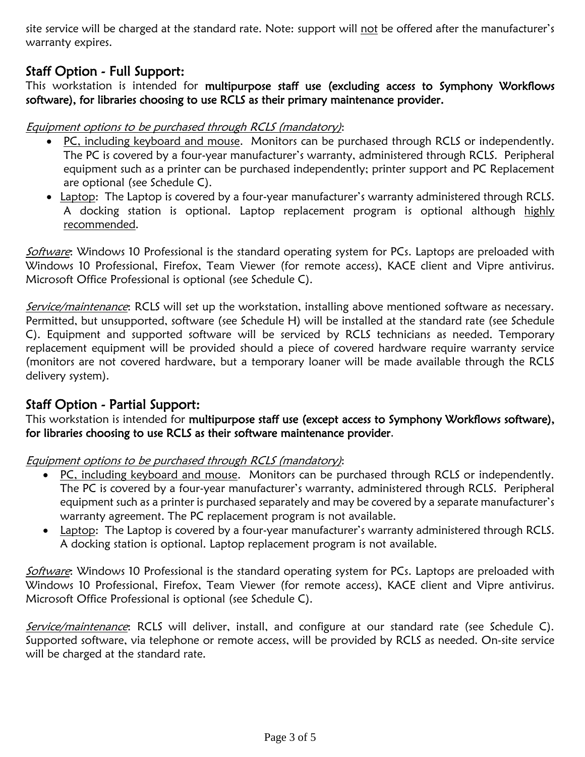site service will be charged at the standard rate. Note: support will <u>not</u> be offered after the manufacturer's warranty expires.

## Staff Option - Full Support:

This workstation is intended for **multipurpose staff use (excluding access to Symphony Workflows software), for libraries choosing to use RCLS as their primary maintenance provider.**

*<u>Equipment options to be purchased through RCLS (mandatory)</u>*:

- <u>PC, including keyboard and mouse</u>. Monitors can be purchased through RCLS or independently. The PC is covered by a four-year manufacturer's warranty, administered through RCLS. Peripheral equipment such as a printer can be purchased independently; printer support and PC Replacement are optional (see Schedule C).
- <u>Laptop</u>: The Laptop is covered by a four-year manufacturer's warranty administered through RCLS. A docking station is optional. Laptop replacement program is optional although <u>highly recommended</u>.

*<u>Software</u>*: Windows 10 Professional is the standard operating system for PCs. Laptops are preloaded with Windows 10 Professional, Firefox, Team Viewer (for remote access), KACE client and Vipre antivirus. Microsoft Office Professional is optional (see Schedule C).

*<u>Service/maintenance</u>*: RCLS will set up the workstation, installing above mentioned software as necessary. Permitted, but unsupported, software (see Schedule H) will be installed at the standard rate (see Schedule C). Equipment and supported software will be serviced by RCLS technicians as needed. Temporary replacement equipment will be provided should a piece of covered hardware require warranty service (monitors are not covered hardware, but a temporary loaner will be made available through the RCLS delivery system).

## Staff Option - Partial Support:

This workstation is intended for **multipurpose staff use (except access to Symphony Workflows software), for libraries choosing to use RCLS as their software maintenance provider**.

*<u>Equipment options to be purchased through RCLS (mandatory)</u>*:

- <u>PC, including keyboard and mouse</u>. Monitors can be purchased through RCLS or independently. The PC is covered by a four-year manufacturer's warranty, administered through RCLS. Peripheral equipment such as a printer is purchased separately and may be covered by a separate manufacturer's warranty agreement. The PC replacement program is not available.
- <u>Laptop</u>: The Laptop is covered by a four-year manufacturer's warranty administered through RCLS. A docking station is optional. Laptop replacement program is not available.

*<u>Software</u>*: Windows 10 Professional is the standard operating system for PCs. Laptops are preloaded with Windows 10 Professional, Firefox, Team Viewer (for remote access), KACE client and Vipre antivirus. Microsoft Office Professional is optional (see Schedule C).

*<u>Service/maintenance</u>*: RCLS will deliver, install, and configure at our standard rate (see Schedule C). Supported software, via telephone or remote access, will be provided by RCLS as needed. On-site service will be charged at the standard rate.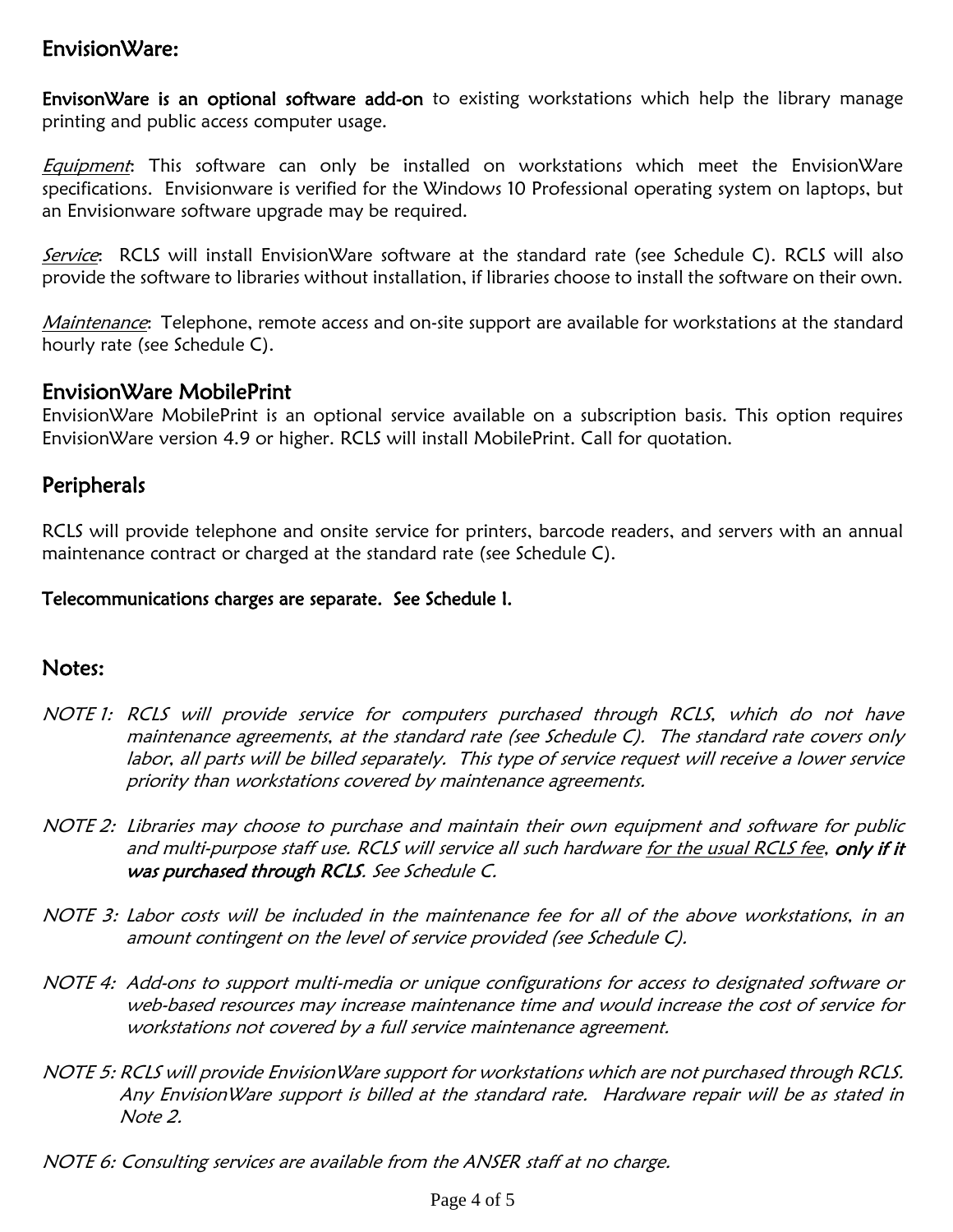## EnvisionWare:

**EnvisonWare is an optional software add-on** to existing workstations which help the library manage printing and public access computer usage.

*Equipment*: This software can only be installed on workstations which meet the EnvisionWare specifications. Envisionware is verified for the Windows 10 Professional operating system on laptops, but an Envisionware software upgrade may be required.

*Service*: RCLS will install EnvisionWare software at the standard rate (see Schedule C). RCLS will also provide the software to libraries without installation, if libraries choose to install the software on their own.

*Maintenance*: Telephone, remote access and on-site support are available for workstations at the standard hourly rate (see Schedule C).

## EnvisionWare MobilePrint

EnvisionWare MobilePrint is an optional service available on a subscription basis. This option requires EnvisionWare version 4.9 or higher. RCLS will install MobilePrint. Call for quotation.

## Peripherals

RCLS will provide telephone and onsite service for printers, barcode readers, and servers with an annual maintenance contract or charged at the standard rate (see Schedule C).

**Telecommunications charges are separate. See Schedule I.**

## Notes:

*NOTE 1: RCLS will provide service for computers purchased through RCLS, which do not have maintenance agreements, at the standard rate (see Schedule C). The standard rate covers only labor, all parts will be billed separately. This type of service request will receive a lower service priority than workstations covered by maintenance agreements.*

*NOTE 2: Libraries may choose to purchase and maintain their own equipment and software for public and multi-purpose staff use. RCLS will service all such hardware for the usual RCLS fee, **only if it was purchased through RCLS**. See Schedule C.*

*NOTE 3: Labor costs will be included in the maintenance fee for all of the above workstations, in an amount contingent on the level of service provided (see Schedule C).*

*NOTE 4: Add-ons to support multi-media or unique configurations for access to designated software or web-based resources may increase maintenance time and would increase the cost of service for workstations not covered by a full service maintenance agreement.*

*NOTE 5: RCLS will provide EnvisionWare support for workstations which are not purchased through RCLS. Any EnvisionWare support is billed at the standard rate. Hardware repair will be as stated in Note 2.*

*NOTE 6: Consulting services are available from the ANSER staff at no charge.*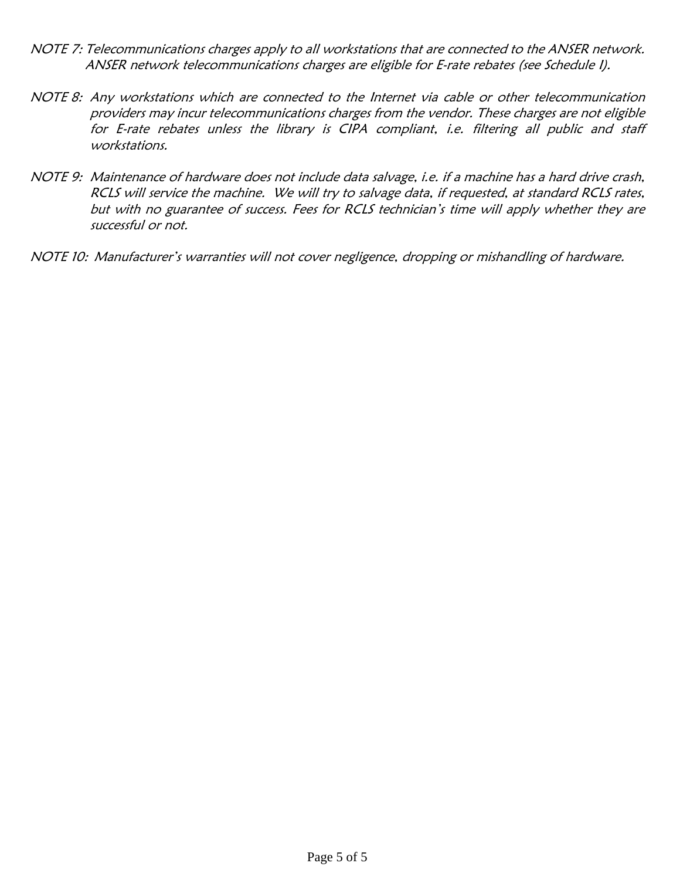NOTE 7: Telecommunications charges apply to all workstations that are connected to the ANSER network. ANSER network telecommunications charges are eligible for E-rate rebates (see Schedule I).

NOTE 8: Any workstations which are connected to the Internet via cable or other telecommunication providers may incur telecommunications charges from the vendor. These charges are not eligible for E-rate rebates unless the library is CIPA compliant, i.e. filtering all public and staff workstations.

NOTE 9: Maintenance of hardware does not include data salvage, i.e. if a machine has a hard drive crash, RCLS will service the machine. We will try to salvage data, if requested, at standard RCLS rates, but with no guarantee of success. Fees for RCLS technician's time will apply whether they are successful or not.

NOTE 10: Manufacturer's warranties will not cover negligence, dropping or mishandling of hardware.